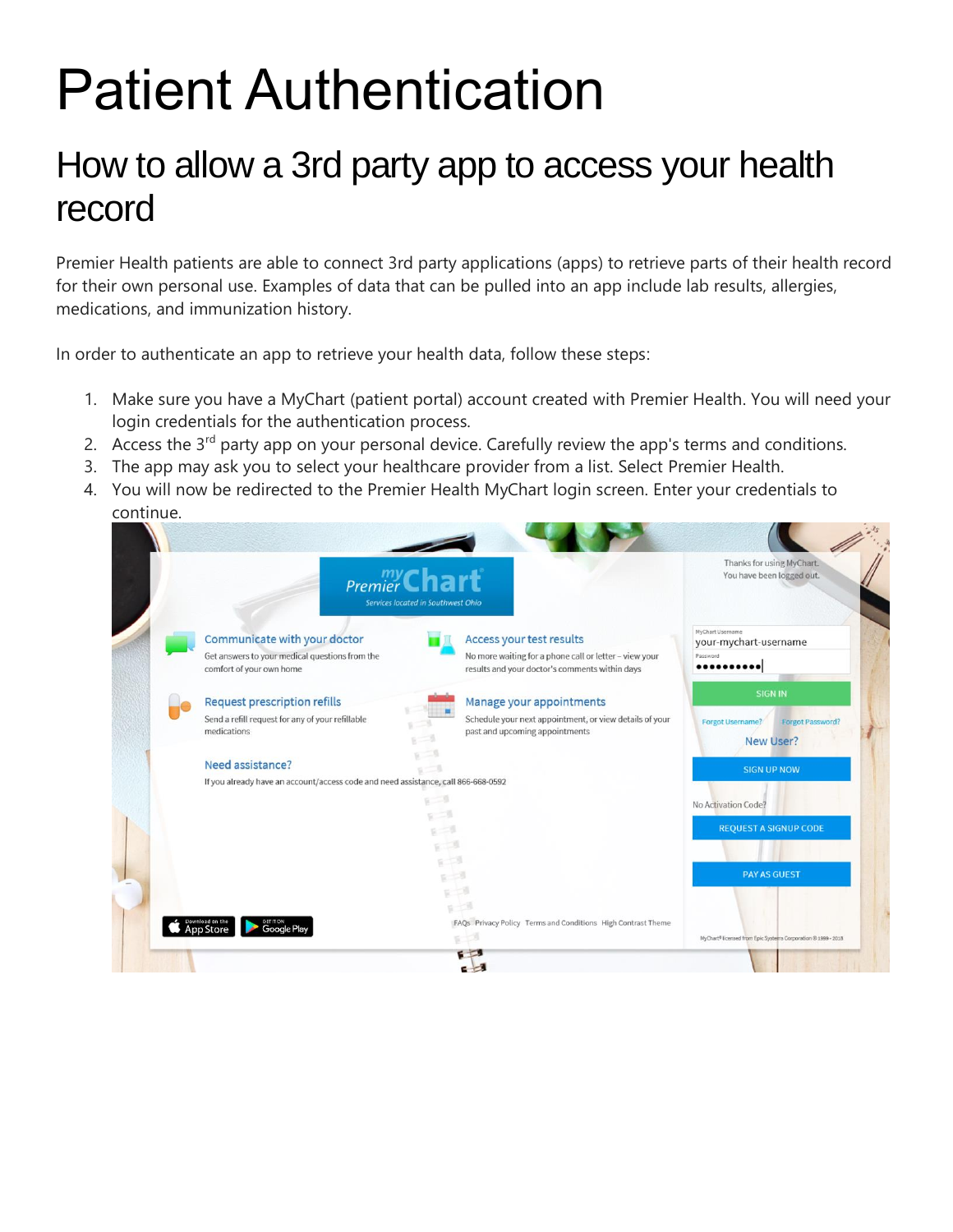# Patient Authentication

## How to allow a 3rd party app to access your health record

Premier Health patients are able to connect 3rd party applications (apps) to retrieve parts of their health record for their own personal use. Examples of data that can be pulled into an app include lab results, allergies, medications, and immunization history.

In order to authenticate an app to retrieve your health data, follow these steps:

1. Make sure you have a MyChart (patient portal) account created with Premier Health. You will need your login credentials for the authentication process.
2. Access the 3rd party app on your personal device. Carefully review the app's terms and conditions.
3. The app may ask you to select your healthcare provider from a list. Select Premier Health.
4. You will now be redirected to the Premier Health MyChart login screen. Enter your credentials to continue.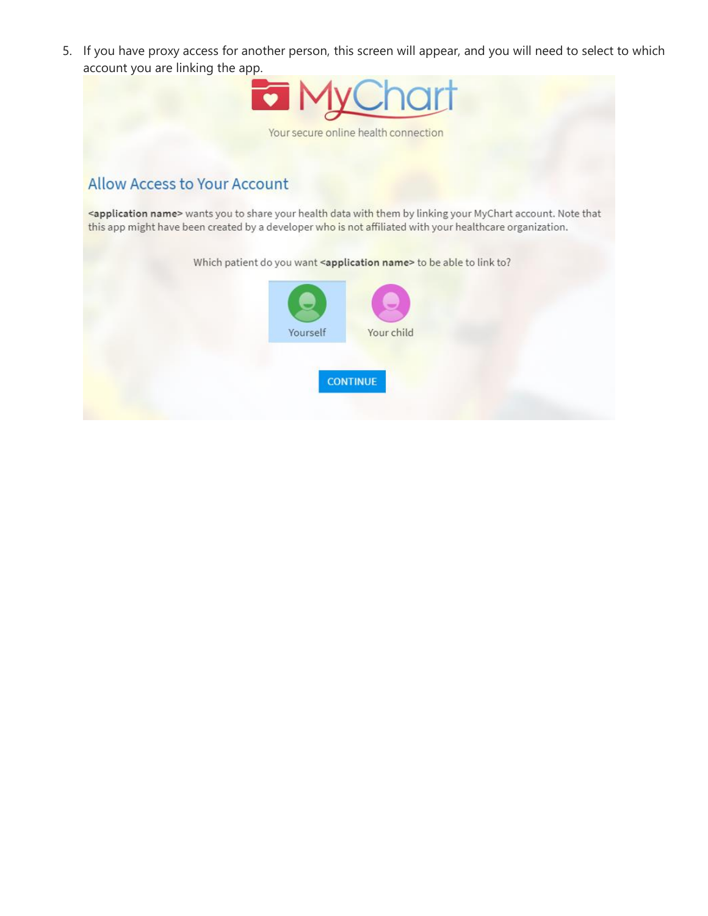5. If you have proxy access for another person, this screen will appear, and you will need to select to which account you are linking the app.

MyChart

Your secure online health connection

## Allow Access to Your Account

**<application name>** wants you to share your health data with them by linking your MyChart account. Note that this app might have been created by a developer who is not affiliated with your healthcare organization.

Which patient do you want **<application name>** to be able to link to?

Yourself

Your child

CONTINUE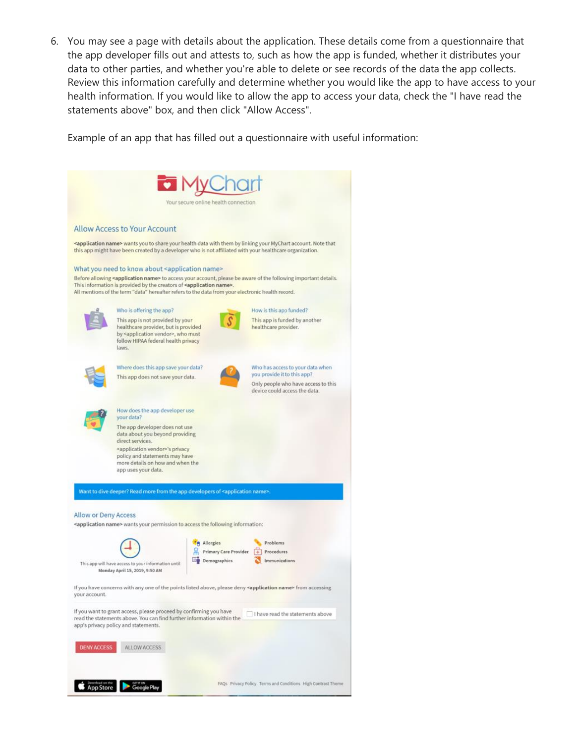6. You may see a page with details about the application. These details come from a questionnaire that the app developer fills out and attests to, such as how the app is funded, whether it distributes your data to other parties, and whether you're able to delete or see records of the data the app collects. Review this information carefully and determine whether you would like the app to have access to your health information. If you would like to allow the app to access your data, check the "I have read the statements above" box, and then click "Allow Access".

   Example of an app that has filled out a questionnaire with useful information:

MyChart

Your secure online health connection

## Allow Access to Your Account

**<application name>** wants you to share your health data with them by linking your MyChart account. Note that this app might have been created by a developer who is not affiliated with your healthcare organization.

### What you need to know about <application name>

Before allowing **<application name>** to access your account, please be aware of the following important details. This information is provided by the creators of **<application name>**.
All mentions of the term "data" hereafter refers to the data from your electronic health record.

**Who is offering the app?**
This app is not provided by your healthcare provider, but is provided by <application vendor>, who must follow HIPAA federal health privacy laws.

**How is this app funded?**
This app is funded by another healthcare provider.

**Where does this app save your data?**
This app does not save your data.

**Who has access to your data when you provide it to this app?**
Only people who have access to this device could access the data.

**How does the app developer use your data?**
The app developer does not use data about you beyond providing direct services.
<application vendor>'s privacy policy and statements may have more details on how and when the app uses your data.

Want to dive deeper? Read more from the app developers of <application name>.

### Allow or Deny Access

<application name> wants your permission to access the following information:

This app will have access to your information until **Monday April 15, 2019, 9:50 AM**

- Allergies
- Primary Care Provider
- Demographics
- Problems
- Procedures
- Immunizations

If you have concerns with any one of the points listed above, please deny **<application name>** from accessing your account.

If you want to grant access, please proceed by confirming you have read the statements above. You can find further information within the app's privacy policy and statements.

☐ I have read the statements above

DENY ACCESS    ALLOW ACCESS

App Store    Google Play

FAQs  Privacy Policy  Terms and Conditions  High Contrast Theme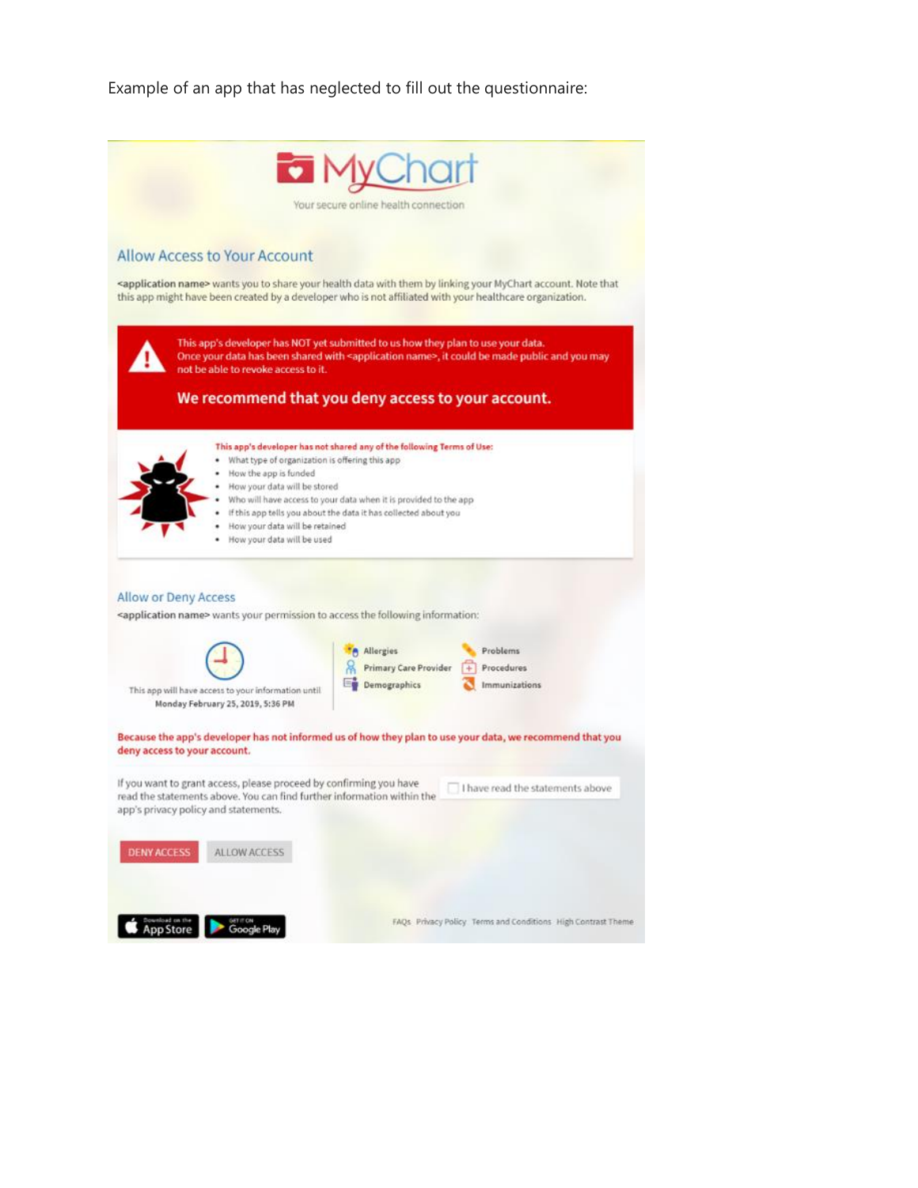Example of an app that has neglected to fill out the questionnaire:

MyChart

Your secure online health connection

## Allow Access to Your Account

**<application name>** wants you to share your health data with them by linking your MyChart account. Note that this app might have been created by a developer who is not affiliated with your healthcare organization.

This app's developer has NOT yet submitted to us how they plan to use your data. Once your data has been shared with <application name>, it could be made public and you may not be able to revoke access to it.

**We recommend that you deny access to your account.**

**This app's developer has not shared any of the following Terms of Use:**

- What type of organization is offering this app
- How the app is funded
- How your data will be stored
- Who will have access to your data when it is provided to the app
- If this app tells you about the data it has collected about you
- How your data will be retained
- How your data will be used

## Allow or Deny Access

**<application name>** wants your permission to access the following information:

This app will have access to your information until **Monday February 25, 2019, 5:36 PM**

- **Allergies**
- **Primary Care Provider**
- **Demographics**
- **Problems**
- **Procedures**
- **Immunizations**

**Because the app's developer has not informed us of how they plan to use your data, we recommend that you deny access to your account.**

If you want to grant access, please proceed by confirming you have read the statements above. You can find further information within the app's privacy policy and statements.

☐ I have read the statements above

DENY ACCESS    ALLOW ACCESS

App Store    Google Play

FAQs   Privacy Policy   Terms and Conditions   High Contrast Theme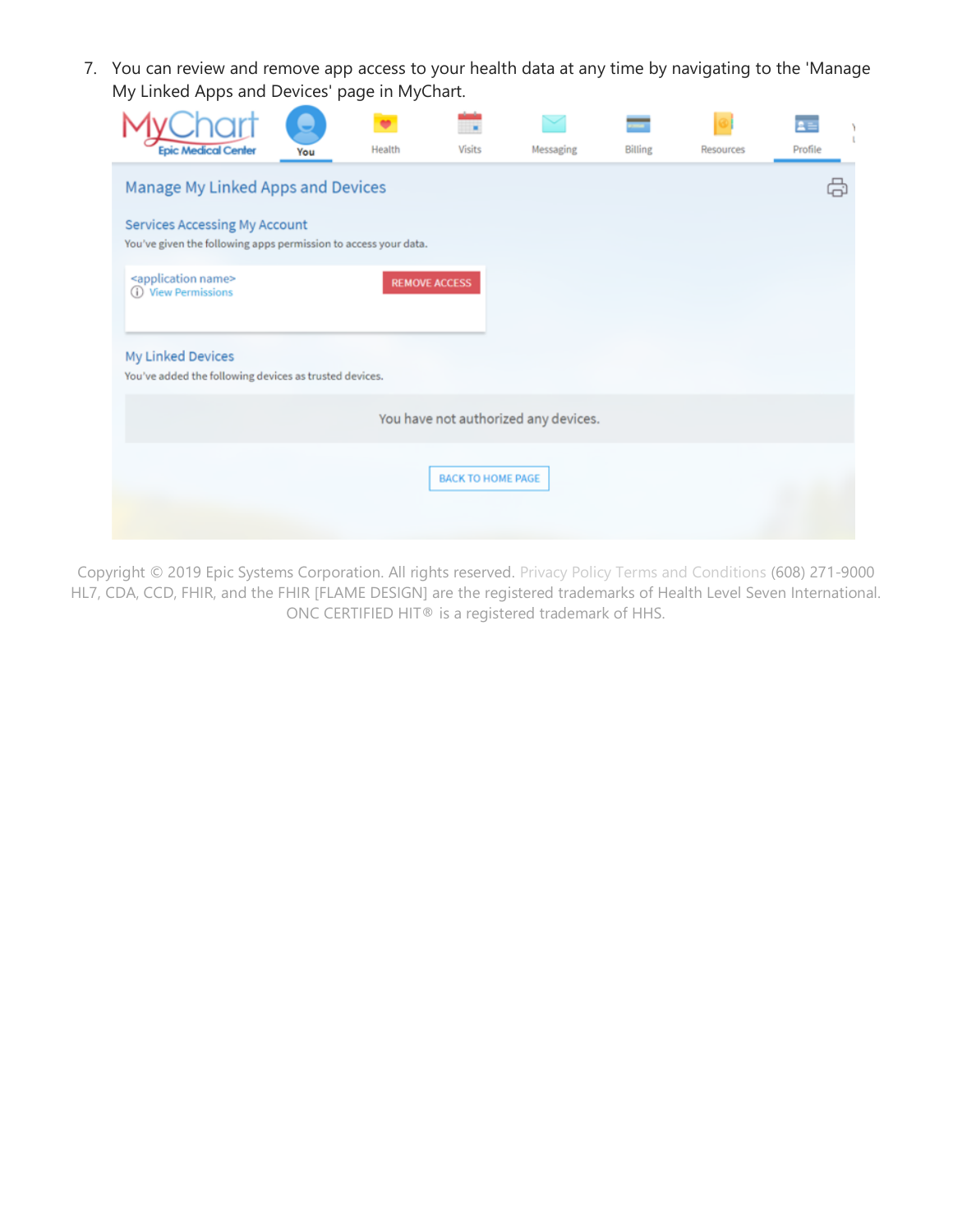7. You can review and remove app access to your health data at any time by navigating to the 'Manage My Linked Apps and Devices' page in MyChart.

MyChart
Epic Medical Center

You
Health
Visits
Messaging
Billing
Resources
Profile

Manage My Linked Apps and Devices

Services Accessing My Account

You've given the following apps permission to access your data.

<application name>
View Permissions

REMOVE ACCESS

My Linked Devices

You've added the following devices as trusted devices.

You have not authorized any devices.

BACK TO HOME PAGE

Copyright © 2019 Epic Systems Corporation. All rights reserved. Privacy Policy Terms and Conditions (608) 271-9000
HL7, CDA, CCD, FHIR, and the FHIR [FLAME DESIGN] are the registered trademarks of Health Level Seven International.
ONC CERTIFIED HIT® is a registered trademark of HHS.